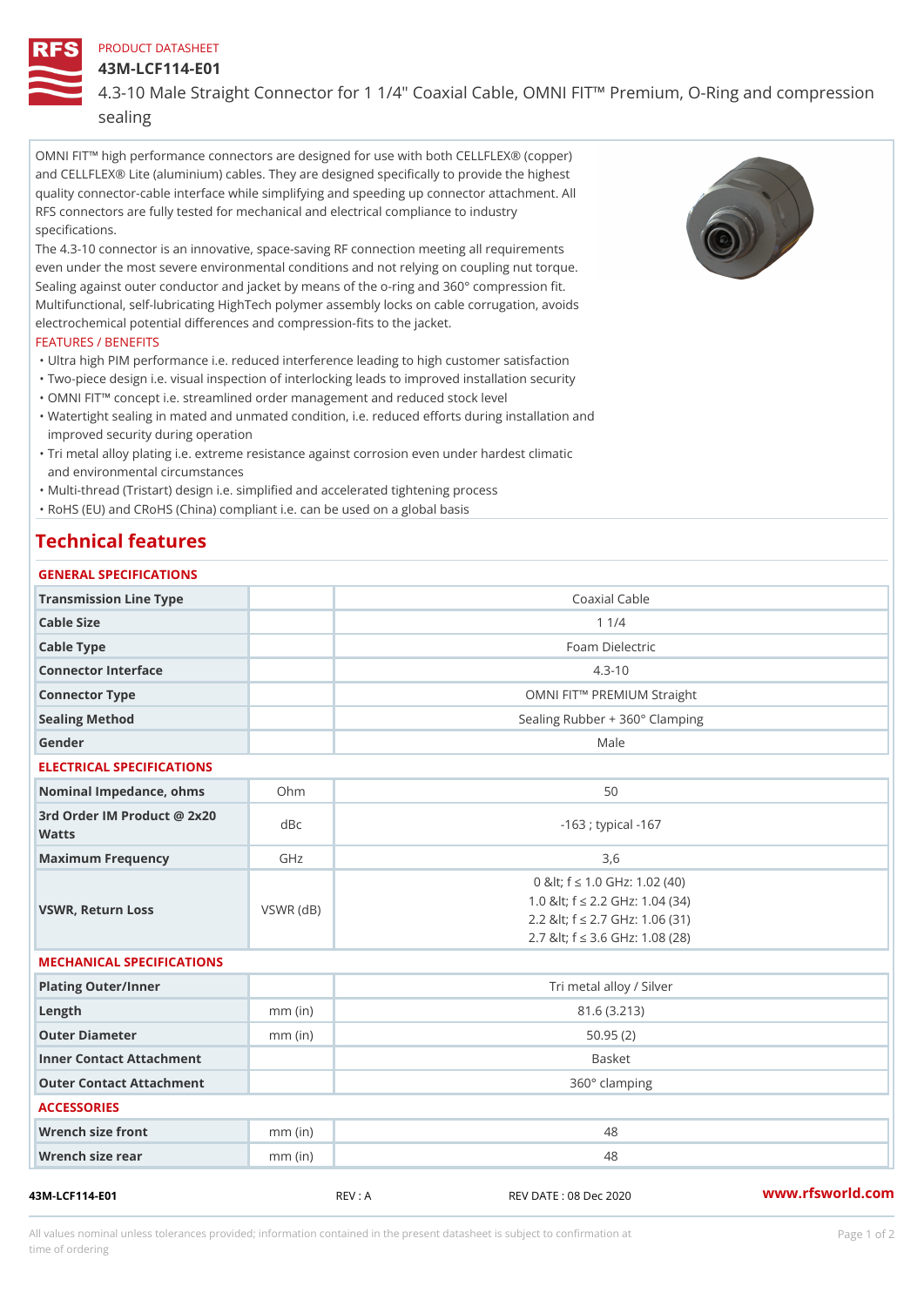PRODUCT DATASHEET

# 43M-LCF114-E01

4.3-10 Male Straight Connector for 1 1/4" Coaxial Cable, OMNI FIT™ Premium, O-Ring and compression sealing

OMNI FIT™ high performance connectors are designed for use with both CELLFLEX® (copper) and CELLFLEX® Lite (aluminium) cables. They are designed specifically to provide the highest quality connector-cable interface while simplifying and speeding up connector attachment. All RFS connectors are fully tested for mechanical and electrical compliance to industry specifications.

The 4.3-10 connector is an innovative, space-saving RF connection meeting all requirements even under the most severe environmental conditions and not relying on coupling nut torque. Sealing against outer conductor and jacket by means of the o-ring and 360° compression fit. Multifunctional, self-lubricating HighTech polymer assembly locks on cable corrugation, avoids electrochemical potential differences and compression-fits to the jacket.

FEATURES / BENEFITS

- Ultra high PIM performance i.e. reduced interference leading to high customer satisfaction
- Two-piece design i.e. visual inspection of interlocking leads to improved installation security
- OMNI FIT™ concept i.e. streamlined order management and reduced stock level
- Watertight sealing in mated and unmated condition, i.e. reduced efforts during installation and improved security during operation
- Tri metal alloy plating i.e. extreme resistance against corrosion even under hardest climatic and environmental circumstances
- Multi-thread (Tristart) design i.e. simplified and accelerated tightening process
- RoHS (EU) and CRoHS (China) compliant i.e. can be used on a global basis

## Technical features

### GENERAL SPECIFICATIONS

| | | |
|---|---|---|
| Transmission Line Type | | Coaxial Cable |
| Cable Size | | 1 1/4 |
| Cable Type | | Foam Dielectric |
| Connector Interface | | 4.3-10 |
| Connector Type | | OMNI FIT™ PREMIUM Straight |
| Sealing Method | | Sealing Rubber + 360° Clamping |
| Gender | | Male |

### ELECTRICAL SPECIFICATIONS

| | | |
|---|---|---|
| Nominal Impedance, ohms | Ohm | 50 |
| 3rd Order IM Product @ 2x20 Watts | dBc | -163 ; typical -167 |
| Maximum Frequency | GHz | 3,6 |
| VSWR, Return Loss | VSWR (dB) | 0 &lt; f ≤ 1.0 GHz: 1.02 (40)<br>1.0 &lt; f ≤ 2.2 GHz: 1.04 (34)<br>2.2 &lt; f ≤ 2.7 GHz: 1.06 (31)<br>2.7 &lt; f ≤ 3.6 GHz: 1.08 (28) |

### MECHANICAL SPECIFICATIONS

| | | |
|---|---|---|
| Plating Outer/Inner | | Tri metal alloy / Silver |
| Length | mm (in) | 81.6 (3.213) |
| Outer Diameter | mm (in) | 50.95 (2) |
| Inner Contact Attachment | | Basket |
| Outer Contact Attachment | | 360° clamping |

### ACCESSORIES

| | | |
|---|---|---|
| Wrench size front | mm (in) | 48 |
| Wrench size rear | mm (in) | 48 |

43M-LCF114-E01 REV : A REV DATE : 08 Dec 2020 www.rfsworld.com

All values nominal unless tolerances provided; information contained in the present datasheet is subject to confirmation at time of ordering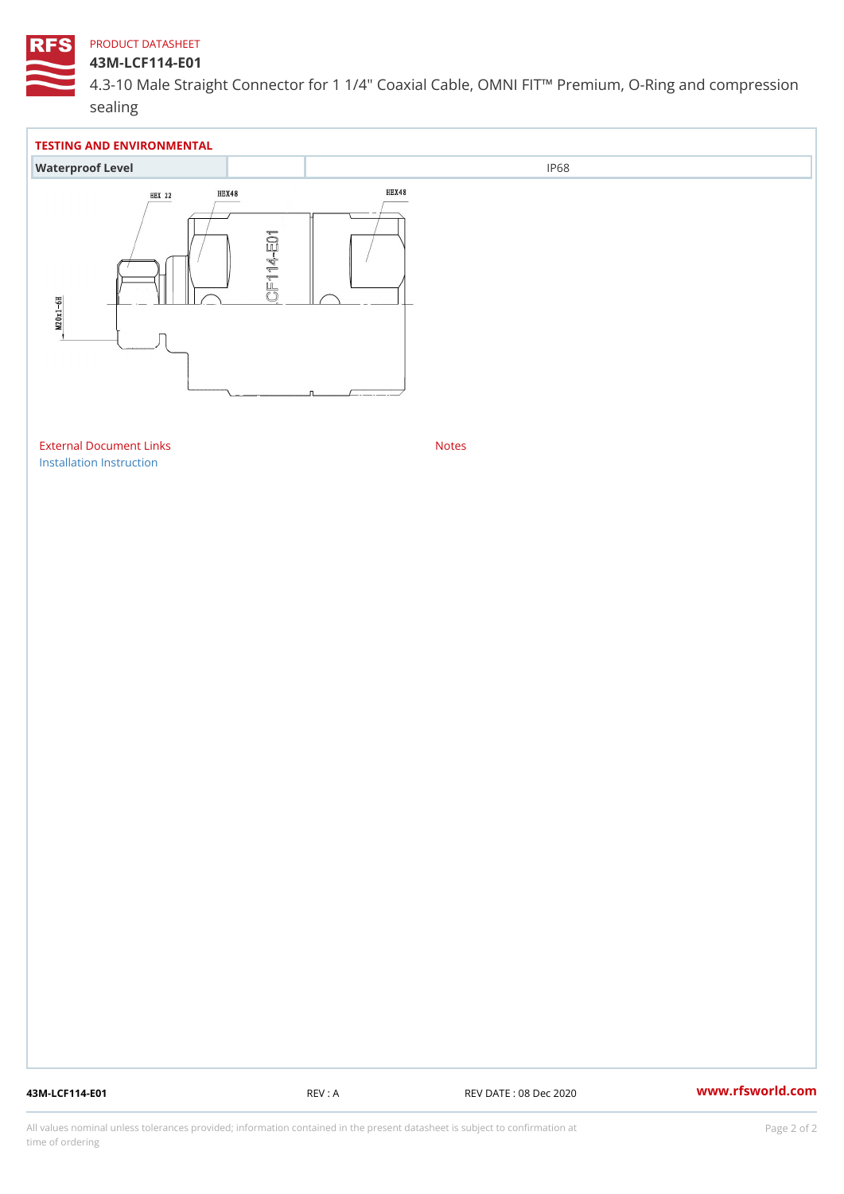PRODUCT DATASHEET

# 43M-LCF114-E01

4.3-10 Male Straight Connector for 1 1/4" Coaxial Cable, OMNI FIT™ Premium, O-Ring and compression sealing

## TESTING AND ENVIRONMENTAL

| | | |
|---|---|---|
| Waterproof Level | | IP68 |

HEX 22

HEX48

HEX48

M20x1-6H

CF114-E01

External Document Links

Installation Instruction

Notes

43M-LCF114-E01 REV : A REV DATE : 08 Dec 2020 www.rfsworld.com

All values nominal unless tolerances provided; information contained in the present datasheet is subject to confirmation at time of ordering